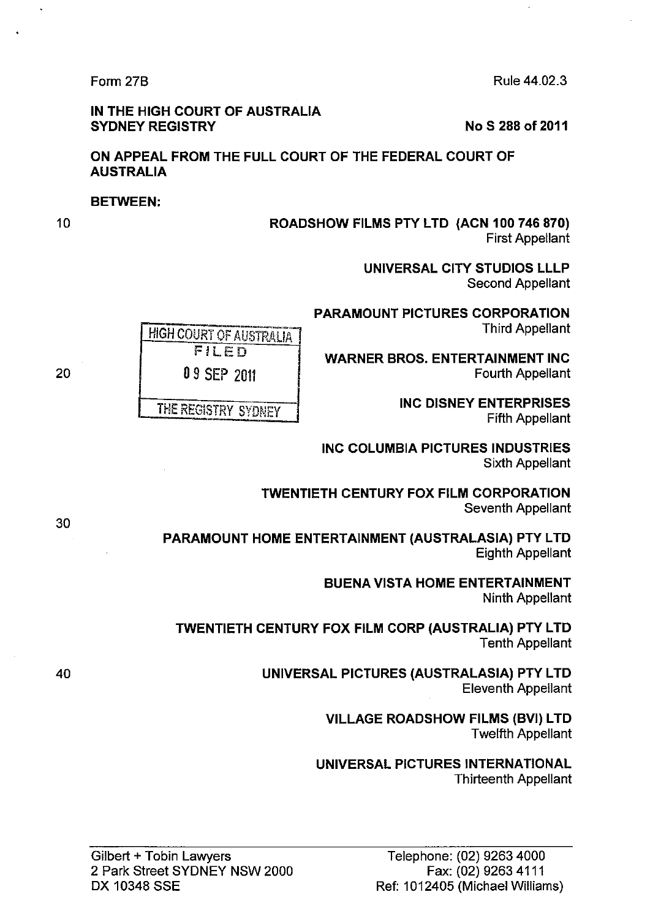Form 27B

Rule 44.02.3

**IN THE HIGH COURT OF AUSTRALIA**
**SYDNEY REGISTRY**

**No S 288 of 2011**

**ON APPEAL FROM THE FULL COURT OF THE FEDERAL COURT OF AUSTRALIA**

**BETWEEN:**

HIGH COURT OF AUSTRALIA
FILED
09 SEP 2011
THE REGISTRY SYDNEY

**ROADSHOW FILMS PTY LTD (ACN 100 746 870)**
First Appellant

**UNIVERSAL CITY STUDIOS LLLP**
Second Appellant

**PARAMOUNT PICTURES CORPORATION**
Third Appellant

**WARNER BROS. ENTERTAINMENT INC**
Fourth Appellant

**INC DISNEY ENTERPRISES**
Fifth Appellant

**INC COLUMBIA PICTURES INDUSTRIES**
Sixth Appellant

**TWENTIETH CENTURY FOX FILM CORPORATION**
Seventh Appellant

**PARAMOUNT HOME ENTERTAINMENT (AUSTRALASIA) PTY LTD**
Eighth Appellant

**BUENA VISTA HOME ENTERTAINMENT**
Ninth Appellant

**TWENTIETH CENTURY FOX FILM CORP (AUSTRALIA) PTY LTD**
Tenth Appellant

**UNIVERSAL PICTURES (AUSTRALASIA) PTY LTD**
Eleventh Appellant

**VILLAGE ROADSHOW FILMS (BVI) LTD**
Twelfth Appellant

**UNIVERSAL PICTURES INTERNATIONAL**
Thirteenth Appellant

---

Gilbert + Tobin Lawyers
2 Park Street SYDNEY NSW 2000
DX 10348 SSE

Telephone: (02) 9263 4000
Fax: (02) 9263 4111
Ref: 1012405 (Michael Williams)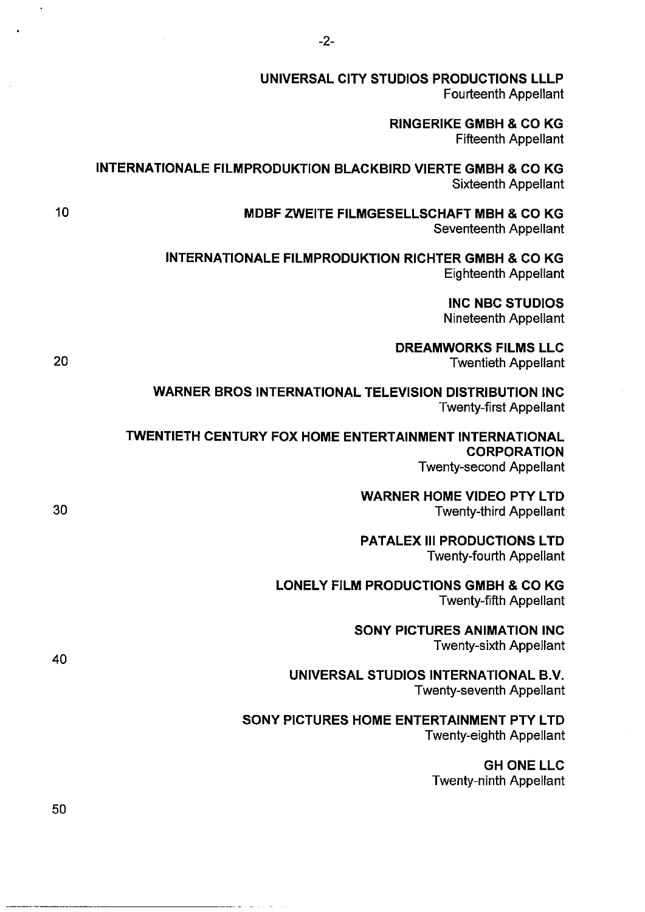**UNIVERSAL CITY STUDIOS PRODUCTIONS LLLP**
Fourteenth Appellant

**RINGERIKE GMBH & CO KG**
Fifteenth Appellant

**INTERNATIONALE FILMPRODUKTION BLACKBIRD VIERTE GMBH & CO KG**
Sixteenth Appellant

**MDBF ZWEITE FILMGESELLSCHAFT MBH & CO KG**
Seventeenth Appellant

**INTERNATIONALE FILMPRODUKTION RICHTER GMBH & CO KG**
Eighteenth Appellant

**INC NBC STUDIOS**
Nineteenth Appellant

**DREAMWORKS FILMS LLC**
Twentieth Appellant

**WARNER BROS INTERNATIONAL TELEVISION DISTRIBUTION INC**
Twenty-first Appellant

**TWENTIETH CENTURY FOX HOME ENTERTAINMENT INTERNATIONAL CORPORATION**
Twenty-second Appellant

**WARNER HOME VIDEO PTY LTD**
Twenty-third Appellant

**PATALEX III PRODUCTIONS LTD**
Twenty-fourth Appellant

**LONELY FILM PRODUCTIONS GMBH & CO KG**
Twenty-fifth Appellant

**SONY PICTURES ANIMATION INC**
Twenty-sixth Appellant

**UNIVERSAL STUDIOS INTERNATIONAL B.V.**
Twenty-seventh Appellant

**SONY PICTURES HOME ENTERTAINMENT PTY LTD**
Twenty-eighth Appellant

**GH ONE LLC**
Twenty-ninth Appellant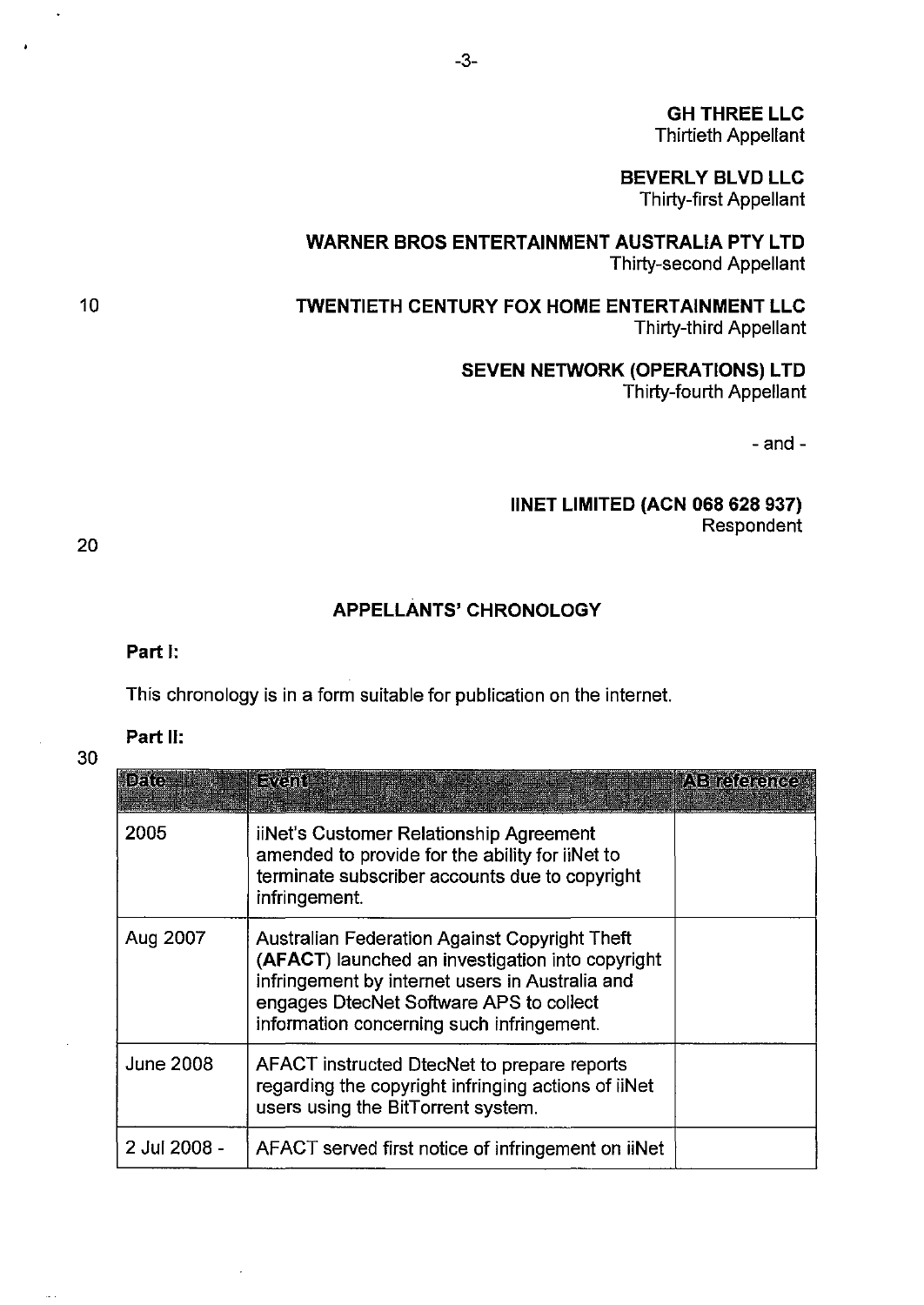**GH THREE LLC**
Thirtieth Appellant

**BEVERLY BLVD LLC**
Thirty-first Appellant

**WARNER BROS ENTERTAINMENT AUSTRALIA PTY LTD**
Thirty-second Appellant

**TWENTIETH CENTURY FOX HOME ENTERTAINMENT LLC**
Thirty-third Appellant

**SEVEN NETWORK (OPERATIONS) LTD**
Thirty-fourth Appellant

- and -

**IINET LIMITED (ACN 068 628 937)**
Respondent

## APPELLANTS' CHRONOLOGY

**Part I:**

This chronology is in a form suitable for publication on the internet.

**Part II:**

| Date | Event | AB reference |
|---|---|---|
| 2005 | iiNet's Customer Relationship Agreement amended to provide for the ability for iiNet to terminate subscriber accounts due to copyright infringement. | |
| Aug 2007 | Australian Federation Against Copyright Theft (**AFACT**) launched an investigation into copyright infringement by internet users in Australia and engages DtecNet Software APS to collect information concerning such infringement. | |
| June 2008 | AFACT instructed DtecNet to prepare reports regarding the copyright infringing actions of iiNet users using the BitTorrent system. | |
| 2 Jul 2008 - | AFACT served first notice of infringement on iiNet | |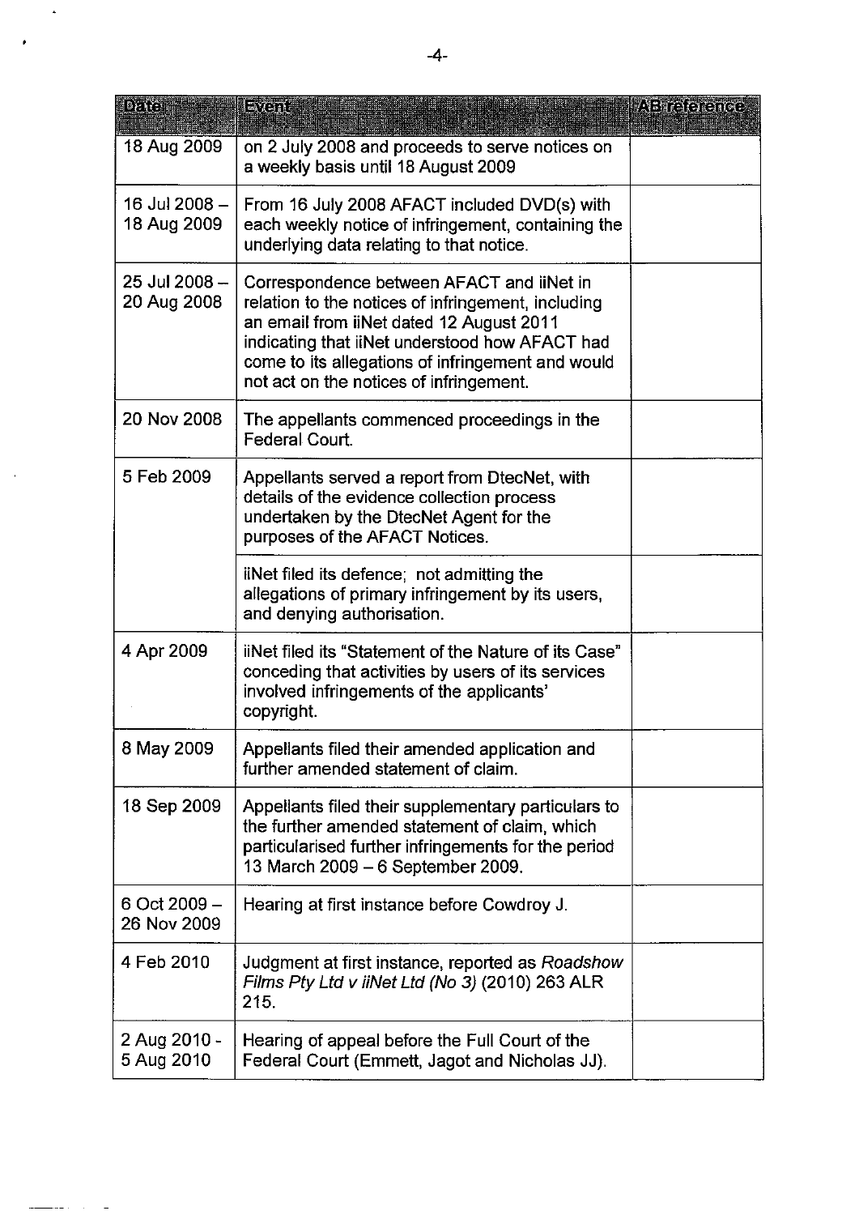| Date | Event | AB reference |
|---|---|---|
| 18 Aug 2009 | on 2 July 2008 and proceeds to serve notices on a weekly basis until 18 August 2009 | |
| 16 Jul 2008 – 18 Aug 2009 | From 16 July 2008 AFACT included DVD(s) with each weekly notice of infringement, containing the underlying data relating to that notice. | |
| 25 Jul 2008 – 20 Aug 2008 | Correspondence between AFACT and iiNet in relation to the notices of infringement, including an email from iiNet dated 12 August 2011 indicating that iiNet understood how AFACT had come to its allegations of infringement and would not act on the notices of infringement. | |
| 20 Nov 2008 | The appellants commenced proceedings in the Federal Court. | |
| 5 Feb 2009 | Appellants served a report from DtecNet, with details of the evidence collection process undertaken by the DtecNet Agent for the purposes of the AFACT Notices. | |
| | iiNet filed its defence; not admitting the allegations of primary infringement by its users, and denying authorisation. | |
| 4 Apr 2009 | iiNet filed its "Statement of the Nature of its Case" conceding that activities by users of its services involved infringements of the applicants' copyright. | |
| 8 May 2009 | Appellants filed their amended application and further amended statement of claim. | |
| 18 Sep 2009 | Appellants filed their supplementary particulars to the further amended statement of claim, which particularised further infringements for the period 13 March 2009 – 6 September 2009. | |
| 6 Oct 2009 – 26 Nov 2009 | Hearing at first instance before Cowdroy J. | |
| 4 Feb 2010 | Judgment at first instance, reported as *Roadshow Films Pty Ltd v iiNet Ltd (No 3)* (2010) 263 ALR 215. | |
| 2 Aug 2010 - 5 Aug 2010 | Hearing of appeal before the Full Court of the Federal Court (Emmett, Jagot and Nicholas JJ). | |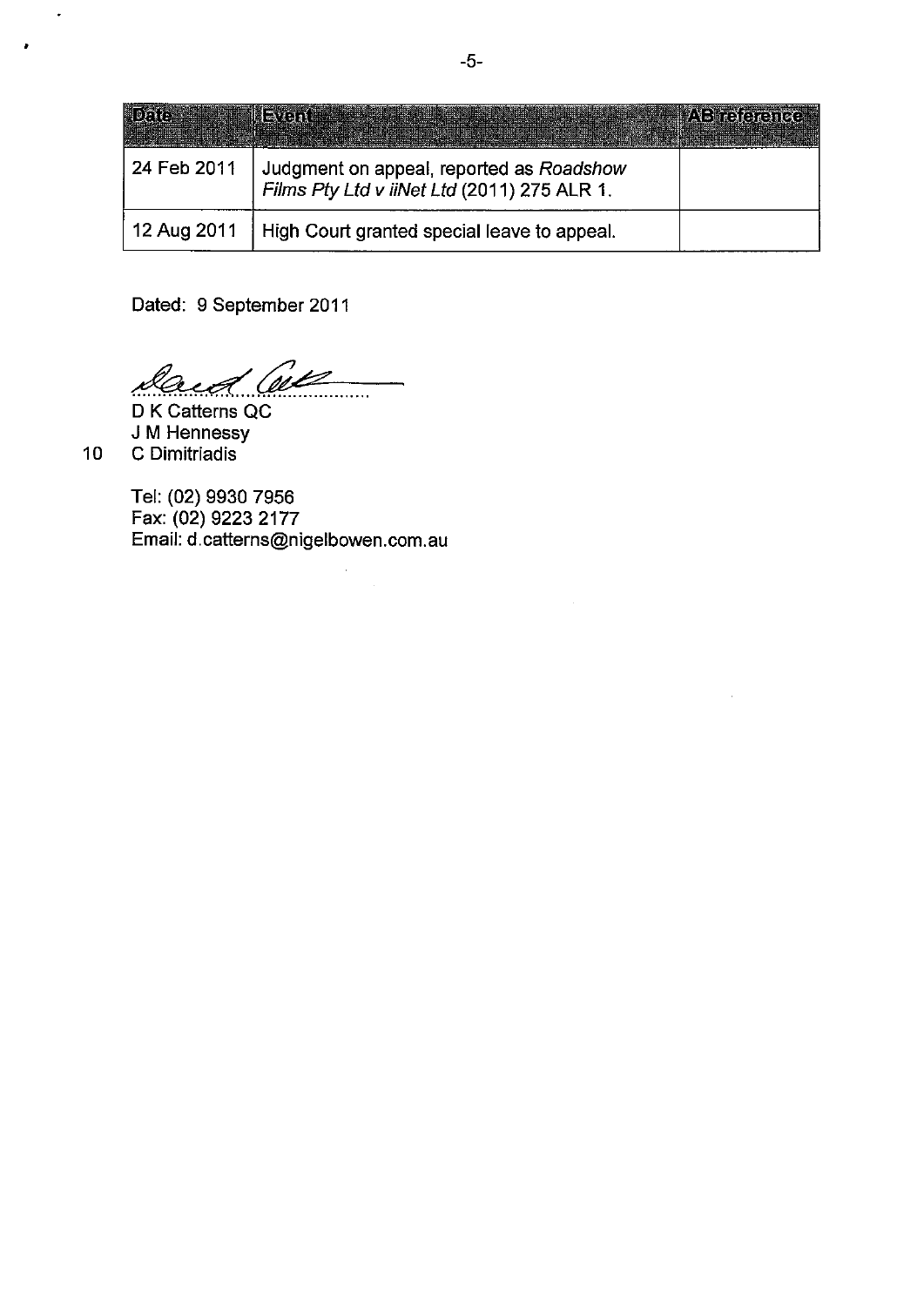| Date | Event | AB reference |
|---|---|---|
| 24 Feb 2011 | Judgment on appeal, reported as *Roadshow Films Pty Ltd v iiNet Ltd* (2011) 275 ALR 1. | |
| 12 Aug 2011 | High Court granted special leave to appeal. | |

Dated: 9 September 2011

D K Catterns QC
J M Hennessy
C Dimitriadis

Tel: (02) 9930 7956
Fax: (02) 9223 2177
Email: d.catterns@nigelbowen.com.au